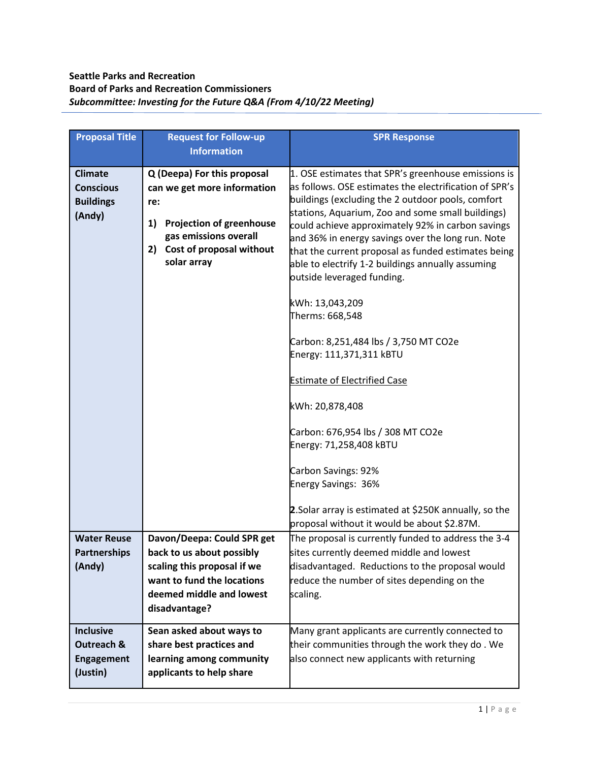**Seattle Parks and Recreation**
**Board of Parks and Recreation Commissioners**
***Subcommittee: Investing for the Future Q&A (From 4/10/22 Meeting)***

| Proposal Title | Request for Follow-up Information | SPR Response |
|---|---|---|
| **Climate Conscious Buildings (Andy)** | **Q (Deepa) For this proposal can we get more information re:**<br>**1) Projection of greenhouse gas emissions overall**<br>**2) Cost of proposal without solar array** | 1. OSE estimates that SPR's greenhouse emissions is as follows. OSE estimates the electrification of SPR's buildings (excluding the 2 outdoor pools, comfort stations, Aquarium, Zoo and some small buildings) could achieve approximately 92% in carbon savings and 36% in energy savings over the long run. Note that the current proposal as funded estimates being able to electrify 1-2 buildings annually assuming outside leveraged funding.<br><br>kWh: 13,043,209<br>Therms: 668,548<br><br>Carbon: 8,251,484 lbs / 3,750 MT CO2e<br>Energy: 111,371,311 kBTU<br><br><u>Estimate of Electrified Case</u><br><br>kWh: 20,878,408<br><br>Carbon: 676,954 lbs / 308 MT CO2e<br>Energy: 71,258,408 kBTU<br><br>Carbon Savings: 92%<br>Energy Savings: 36%<br><br>**2**.Solar array is estimated at $250K annually, so the proposal without it would be about $2.87M. |
| **Water Reuse Partnerships (Andy)** | **Davon/Deepa: Could SPR get back to us about possibly scaling this proposal if we want to fund the locations deemed middle and lowest disadvantage?** | The proposal is currently funded to address the 3-4 sites currently deemed middle and lowest disadvantaged. Reductions to the proposal would reduce the number of sites depending on the scaling. |
| **Inclusive Outreach & Engagement (Justin)** | **Sean asked about ways to share best practices and learning among community applicants to help share** | Many grant applicants are currently connected to their communities through the work they do . We also connect new applicants with returning |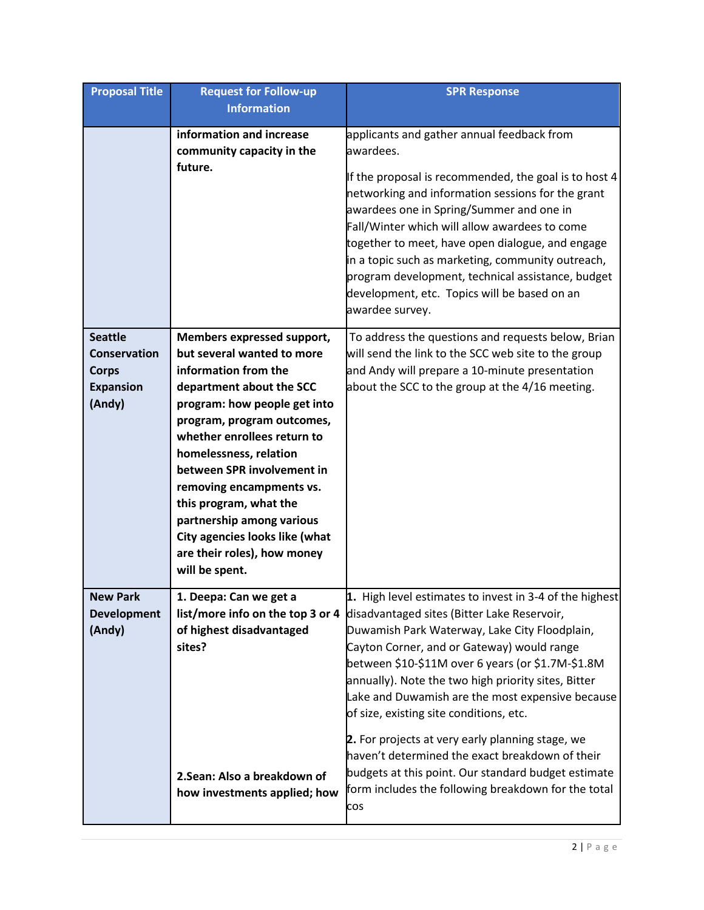| Proposal Title | Request for Follow-up Information | SPR Response |
|---|---|---|
| | **information and increase community capacity in the future.** | applicants and gather annual feedback from awardees.<br><br>If the proposal is recommended, the goal is to host 4 networking and information sessions for the grant awardees one in Spring/Summer and one in Fall/Winter which will allow awardees to come together to meet, have open dialogue, and engage in a topic such as marketing, community outreach, program development, technical assistance, budget development, etc. Topics will be based on an awardee survey. |
| **Seattle Conservation Corps Expansion (Andy)** | **Members expressed support, but several wanted to more information from the department about the SCC program: how people get into program, program outcomes, whether enrollees return to homelessness, relation between SPR involvement in removing encampments vs. this program, what the partnership among various City agencies looks like (what are their roles), how money will be spent.** | To address the questions and requests below, Brian will send the link to the SCC web site to the group and Andy will prepare a 10-minute presentation about the SCC to the group at the 4/16 meeting. |
| **New Park Development (Andy)** | **1. Deepa: Can we get a list/more info on the top 3 or 4 of highest disadvantaged sites?**<br><br>**2.Sean: Also a breakdown of how investments applied; how** | **1.** High level estimates to invest in 3-4 of the highest disadvantaged sites (Bitter Lake Reservoir, Duwamish Park Waterway, Lake City Floodplain, Cayton Corner, and or Gateway) would range between \$10-\$11M over 6 years (or \$1.7M-\$1.8M annually). Note the two high priority sites, Bitter Lake and Duwamish are the most expensive because of size, existing site conditions, etc.<br><br>**2.** For projects at very early planning stage, we haven't determined the exact breakdown of their budgets at this point. Our standard budget estimate form includes the following breakdown for the total cos |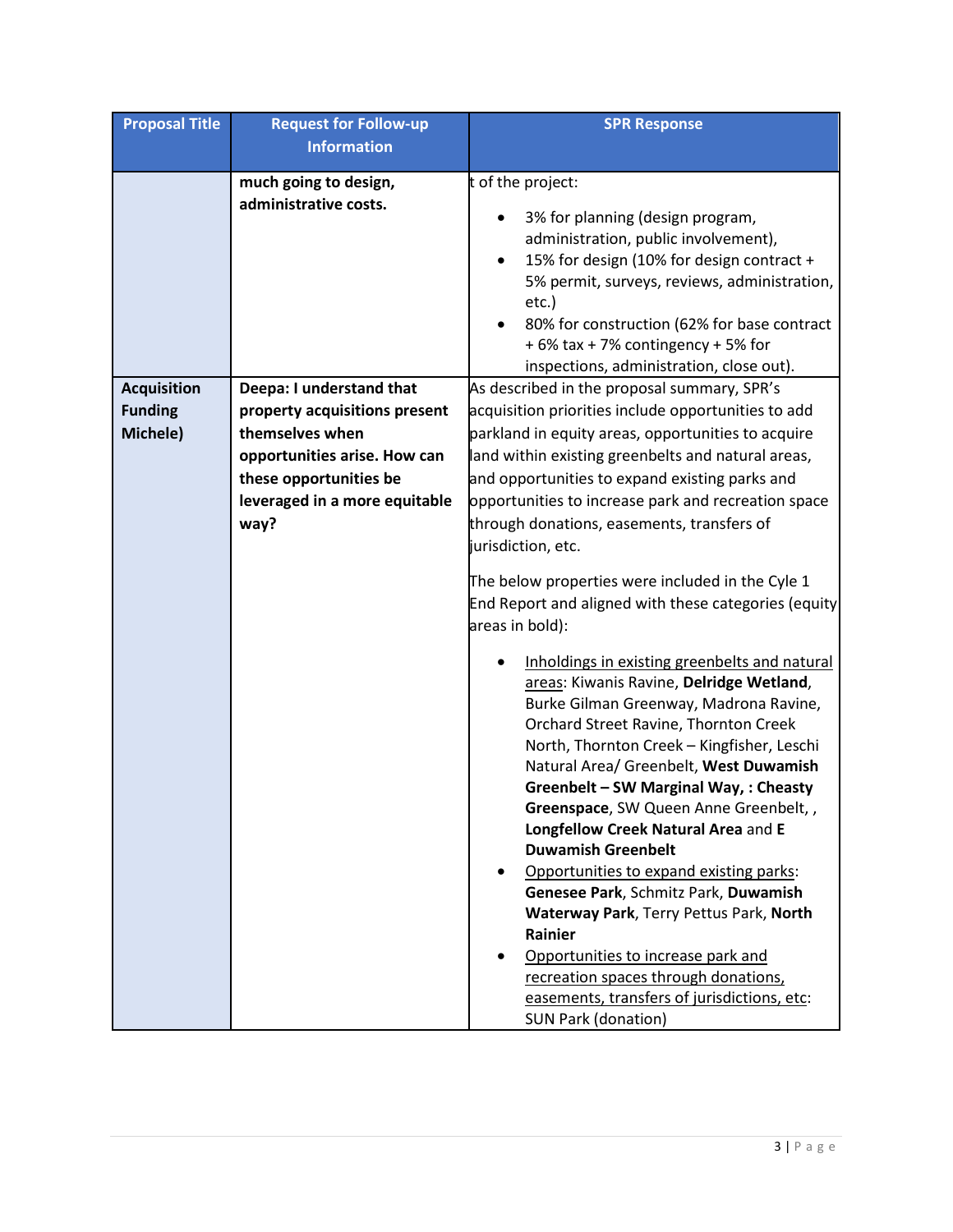| Proposal Title | Request for Follow-up Information | SPR Response |
|---|---|---|
| | **much going to design, administrative costs.** | t of the project:<br>• 3% for planning (design program, administration, public involvement),<br>• 15% for design (10% for design contract + 5% permit, surveys, reviews, administration, etc.)<br>• 80% for construction (62% for base contract + 6% tax + 7% contingency + 5% for inspections, administration, close out). |
| **Acquisition Funding Michele)** | **Deepa: I understand that property acquisitions present themselves when opportunities arise. How can these opportunities be leveraged in a more equitable way?** | As described in the proposal summary, SPR's acquisition priorities include opportunities to add parkland in equity areas, opportunities to acquire land within existing greenbelts and natural areas, and opportunities to expand existing parks and opportunities to increase park and recreation space through donations, easements, transfers of jurisdiction, etc.<br><br>The below properties were included in the Cyle 1 End Report and aligned with these categories (equity areas in bold):<br>• <u>Inholdings in existing greenbelts and natural areas</u>: Kiwanis Ravine, **Delridge Wetland**, Burke Gilman Greenway, Madrona Ravine, Orchard Street Ravine, Thornton Creek North, Thornton Creek – Kingfisher, Leschi Natural Area/ Greenbelt, **West Duwamish Greenbelt – SW Marginal Way, : Cheasty Greenspace**, SW Queen Anne Greenbelt, , **Longfellow Creek Natural Area** and **E Duwamish Greenbelt**<br>• <u>Opportunities to expand existing parks</u>: **Genesee Park**, Schmitz Park, **Duwamish Waterway Park**, Terry Pettus Park, **North Rainier**<br>• <u>Opportunities to increase park and recreation spaces through donations, easements, transfers of jurisdictions, etc</u>: SUN Park (donation) |